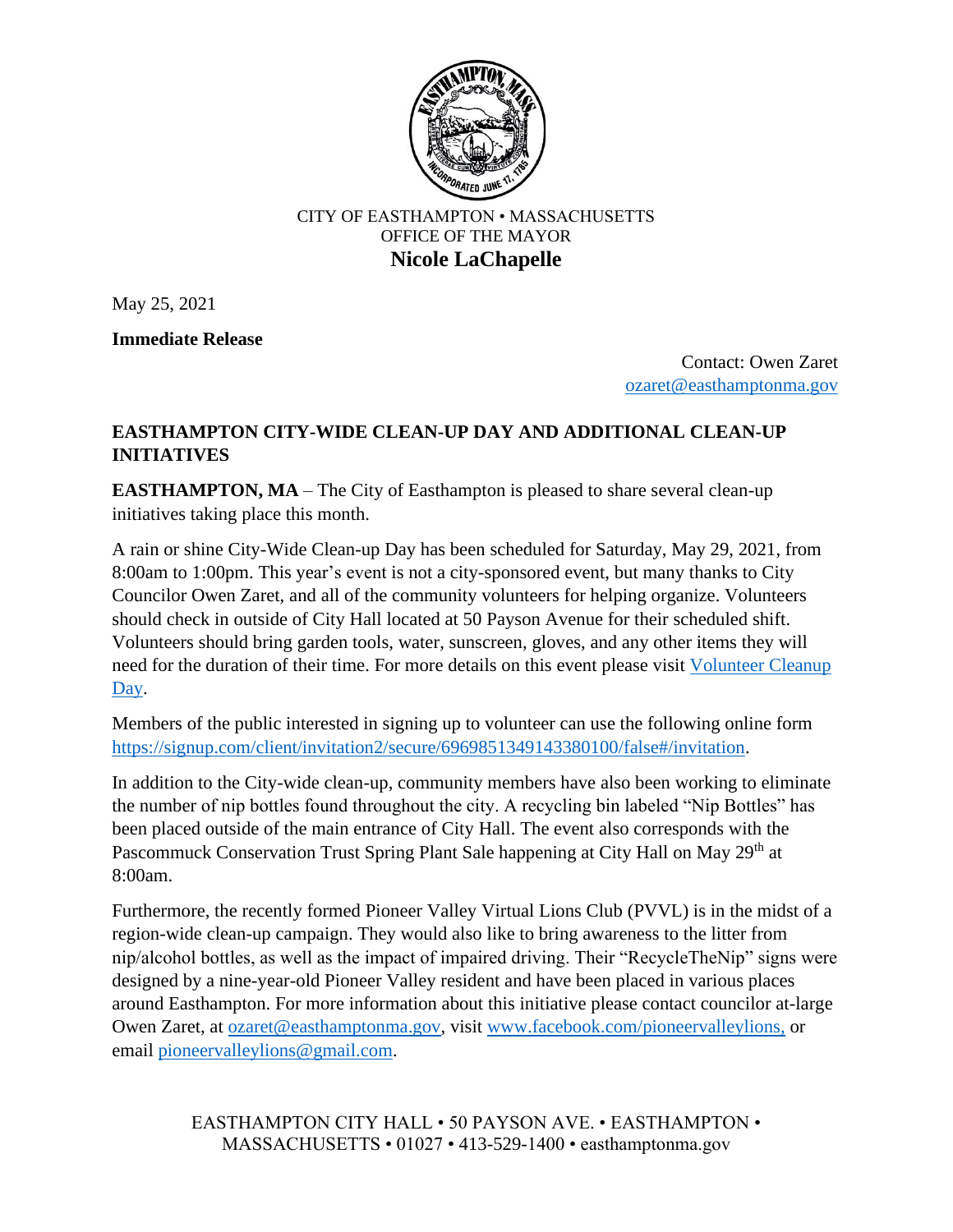CITY OF EASTHAMPTON • MASSACHUSETTS
OFFICE OF THE MAYOR
**Nicole LaChapelle**

May 25, 2021

**Immediate Release**

Contact: Owen Zaret
[ozaret@easthamptonma.gov](mailto:ozaret@easthamptonma.gov)

## EASTHAMPTON CITY-WIDE CLEAN-UP DAY AND ADDITIONAL CLEAN-UP INITIATIVES

**EASTHAMPTON, MA** – The City of Easthampton is pleased to share several clean-up initiatives taking place this month.

A rain or shine City-Wide Clean-up Day has been scheduled for Saturday, May 29, 2021, from 8:00am to 1:00pm. This year's event is not a city-sponsored event, but many thanks to City Councilor Owen Zaret, and all of the community volunteers for helping organize. Volunteers should check in outside of City Hall located at 50 Payson Avenue for their scheduled shift. Volunteers should bring garden tools, water, sunscreen, gloves, and any other items they will need for the duration of their time. For more details on this event please visit Volunteer Cleanup Day.

Members of the public interested in signing up to volunteer can use the following online form https://signup.com/client/invitation2/secure/6969851349143380100/false#/invitation.

In addition to the City-wide clean-up, community members have also been working to eliminate the number of nip bottles found throughout the city. A recycling bin labeled "Nip Bottles" has been placed outside of the main entrance of City Hall. The event also corresponds with the Pascommuck Conservation Trust Spring Plant Sale happening at City Hall on May 29th at 8:00am.

Furthermore, the recently formed Pioneer Valley Virtual Lions Club (PVVL) is in the midst of a region-wide clean-up campaign. They would also like to bring awareness to the litter from nip/alcohol bottles, as well as the impact of impaired driving. Their "RecycleTheNip" signs were designed by a nine-year-old Pioneer Valley resident and have been placed in various places around Easthampton. For more information about this initiative please contact councilor at-large Owen Zaret, at ozaret@easthamptonma.gov, visit www.facebook.com/pioneervalleylions, or email pioneervalleylions@gmail.com.

EASTHAMPTON CITY HALL • 50 PAYSON AVE. • EASTHAMPTON • MASSACHUSETTS • 01027 • 413-529-1400 • easthamptonma.gov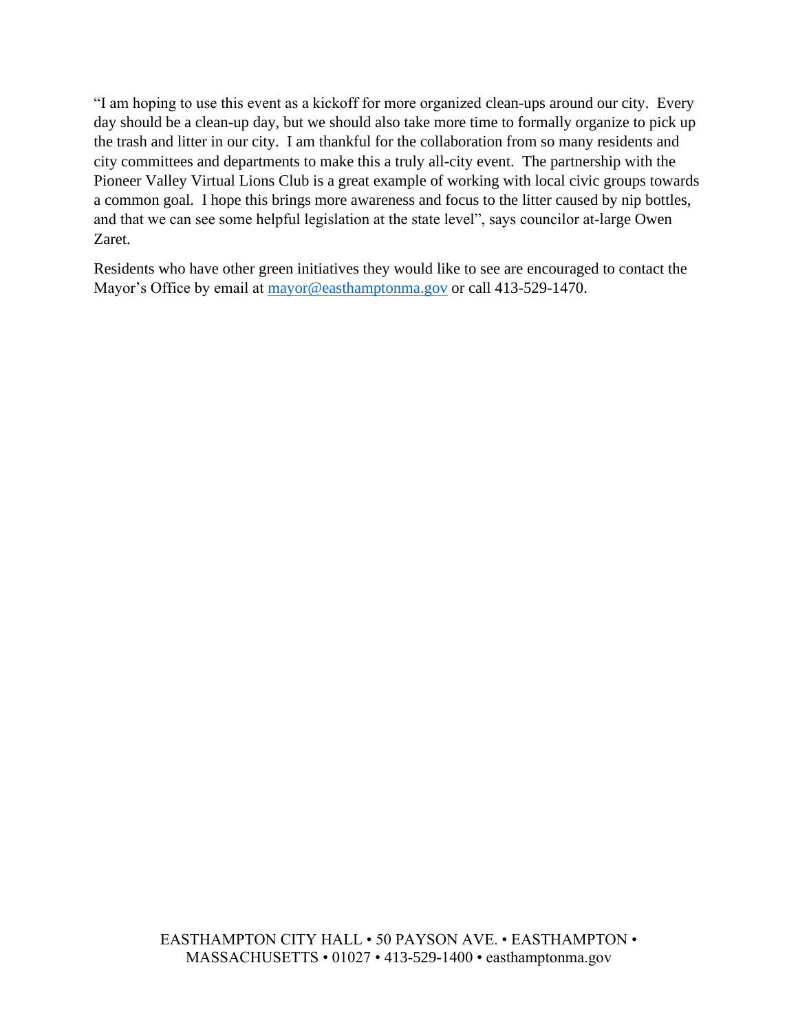"I am hoping to use this event as a kickoff for more organized clean-ups around our city. Every day should be a clean-up day, but we should also take more time to formally organize to pick up the trash and litter in our city. I am thankful for the collaboration from so many residents and city committees and departments to make this a truly all-city event. The partnership with the Pioneer Valley Virtual Lions Club is a great example of working with local civic groups towards a common goal. I hope this brings more awareness and focus to the litter caused by nip bottles, and that we can see some helpful legislation at the state level", says councilor at-large Owen Zaret.

Residents who have other green initiatives they would like to see are encouraged to contact the Mayor's Office by email at mayor@easthamptonma.gov or call 413-529-1470.